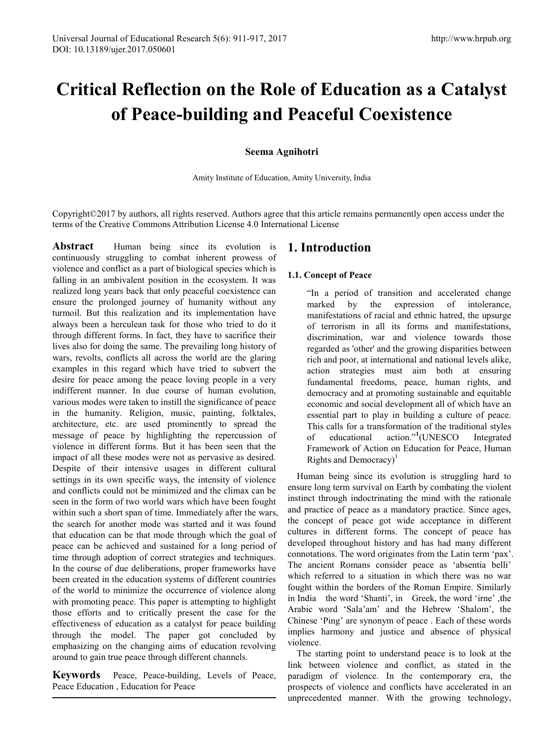# Critical Reflection on the Role of Education as a Catalyst of Peace-building and Peaceful Coexistence

**Seema Agnihotri**

Amity Institute of Education, Amity University, India

Copyright©2017 by authors, all rights reserved. Authors agree that this article remains permanently open access under the terms of the Creative Commons Attribution License 4.0 International License

**Abstract** Human being since its evolution is continuously struggling to combat inherent prowess of violence and conflict as a part of biological species which is falling in an ambivalent position in the ecosystem. It was realized long years back that only peaceful coexistence can ensure the prolonged journey of humanity without any turmoil. But this realization and its implementation have always been a herculean task for those who tried to do it through different forms. In fact, they have to sacrifice their lives also for doing the same. The prevailing long history of wars, revolts, conflicts all across the world are the glaring examples in this regard which have tried to subvert the desire for peace among the peace loving people in a very indifferent manner. In due course of human evolution, various modes were taken to instill the significance of peace in the humanity. Religion, music, painting, folktales, architecture, etc. are used prominently to spread the message of peace by highlighting the repercussion of violence in different forms. But it has been seen that the impact of all these modes were not as pervasive as desired. Despite of their intensive usages in different cultural settings in its own specific ways, the intensity of violence and conflicts could not be minimized and the climax can be seen in the form of two world wars which have been fought within such a short span of time. Immediately after the wars, the search for another mode was started and it was found that education can be that mode through which the goal of peace can be achieved and sustained for a long period of time through adoption of correct strategies and techniques. In the course of due deliberations, proper frameworks have been created in the education systems of different countries of the world to minimize the occurrence of violence along with promoting peace. This paper is attempting to highlight those efforts and to critically present the case for the effectiveness of education as a catalyst for peace building through the model. The paper got concluded by emphasizing on the changing aims of education revolving around to gain true peace through different channels.

**Keywords** Peace, Peace-building, Levels of Peace, Peace Education , Education for Peace

## 1. Introduction

### 1.1. Concept of Peace

> "In a period of transition and accelerated change marked by the expression of intolerance, manifestations of racial and ethnic hatred, the upsurge of terrorism in all its forms and manifestations, discrimination, war and violence towards those regarded as 'other' and the growing disparities between rich and poor, at international and national levels alike, action strategies must aim both at ensuring fundamental freedoms, peace, human rights, and democracy and at promoting sustainable and equitable economic and social development all of which have an essential part to play in building a culture of peace. This calls for a transformation of the traditional styles of educational action."[1](UNESCO Integrated Framework of Action on Education for Peace, Human Rights and Democracy)[1]

Human being since its evolution is struggling hard to ensure long term survival on Earth by combating the violent instinct through indoctrinating the mind with the rationale and practice of peace as a mandatory practice. Since ages, the concept of peace got wide acceptance in different cultures in different forms. The concept of peace has developed throughout history and has had many different connotations. The word originates from the Latin term 'pax'. The ancient Romans consider peace as 'absentia belli' which referred to a situation in which there was no war fought within the borders of the Roman Empire. Similarly in India the word 'Shanti', in Greek, the word 'irne' ,the Arabic word 'Sala'am' and the Hebrew 'Shalom', the Chinese 'Ping' are synonym of peace . Each of these words implies harmony and justice and absence of physical violence.

The starting point to understand peace is to look at the link between violence and conflict, as stated in the paradigm of violence. In the contemporary era, the prospects of violence and conflicts have accelerated in an unprecedented manner. With the growing technology,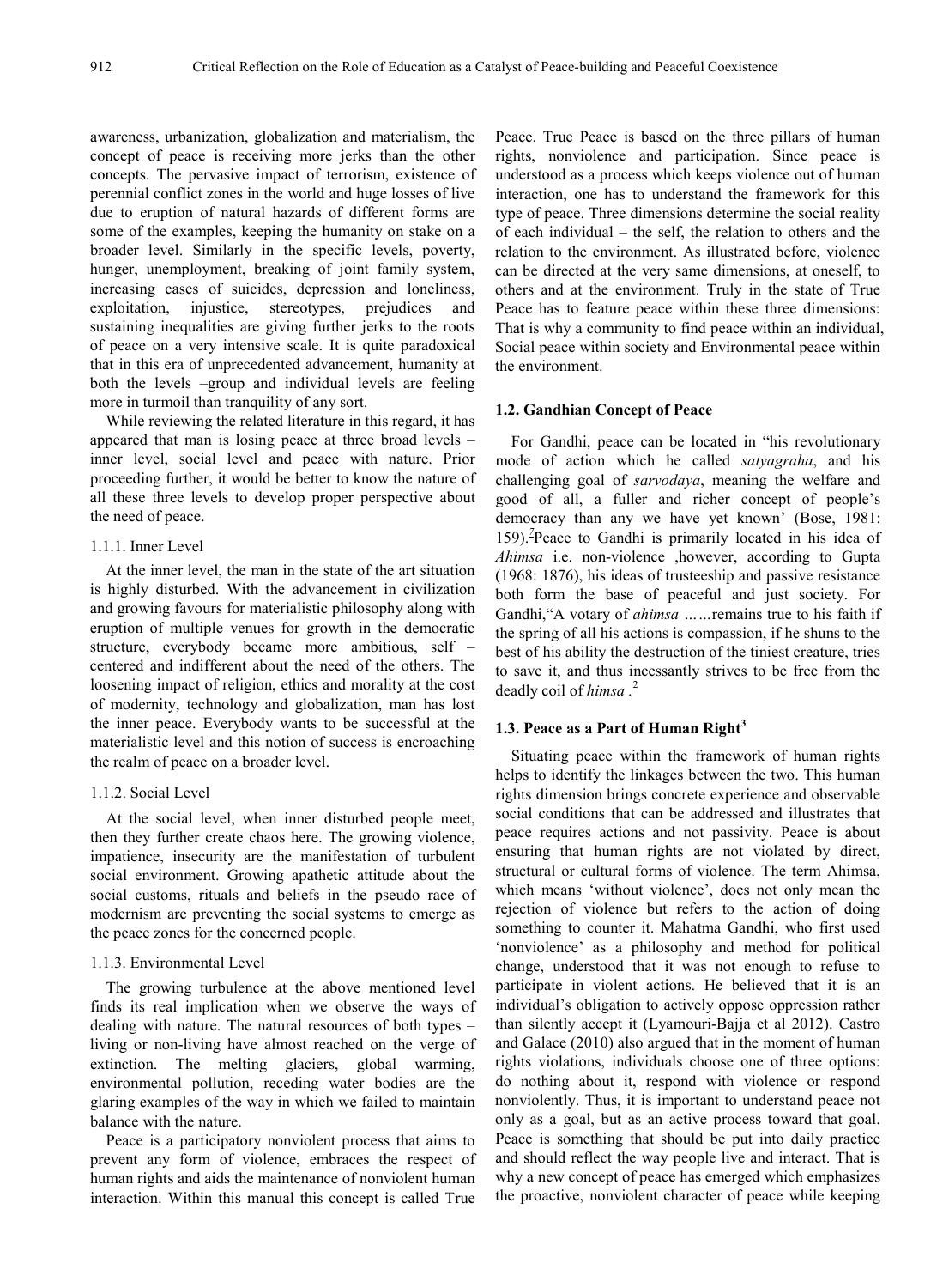awareness, urbanization, globalization and materialism, the concept of peace is receiving more jerks than the other concepts. The pervasive impact of terrorism, existence of perennial conflict zones in the world and huge losses of live due to eruption of natural hazards of different forms are some of the examples, keeping the humanity on stake on a broader level. Similarly in the specific levels, poverty, hunger, unemployment, breaking of joint family system, increasing cases of suicides, depression and loneliness, exploitation, injustice, stereotypes, prejudices and sustaining inequalities are giving further jerks to the roots of peace on a very intensive scale. It is quite paradoxical that in this era of unprecedented advancement, humanity at both the levels –group and individual levels are feeling more in turmoil than tranquility of any sort.

While reviewing the related literature in this regard, it has appeared that man is losing peace at three broad levels – inner level, social level and peace with nature. Prior proceeding further, it would be better to know the nature of all these three levels to develop proper perspective about the need of peace.

#### 1.1.1. Inner Level

At the inner level, the man in the state of the art situation is highly disturbed. With the advancement in civilization and growing favours for materialistic philosophy along with eruption of multiple venues for growth in the democratic structure, everybody became more ambitious, self – centered and indifferent about the need of the others. The loosening impact of religion, ethics and morality at the cost of modernity, technology and globalization, man has lost the inner peace. Everybody wants to be successful at the materialistic level and this notion of success is encroaching the realm of peace on a broader level.

#### 1.1.2. Social Level

At the social level, when inner disturbed people meet, then they further create chaos here. The growing violence, impatience, insecurity are the manifestation of turbulent social environment. Growing apathetic attitude about the social customs, rituals and beliefs in the pseudo race of modernism are preventing the social systems to emerge as the peace zones for the concerned people.

#### 1.1.3. Environmental Level

The growing turbulence at the above mentioned level finds its real implication when we observe the ways of dealing with nature. The natural resources of both types – living or non-living have almost reached on the verge of extinction. The melting glaciers, global warming, environmental pollution, receding water bodies are the glaring examples of the way in which we failed to maintain balance with the nature.

Peace is a participatory nonviolent process that aims to prevent any form of violence, embraces the respect of human rights and aids the maintenance of nonviolent human interaction. Within this manual this concept is called True Peace. True Peace is based on the three pillars of human rights, nonviolence and participation. Since peace is understood as a process which keeps violence out of human interaction, one has to understand the framework for this type of peace. Three dimensions determine the social reality of each individual – the self, the relation to others and the relation to the environment. As illustrated before, violence can be directed at the very same dimensions, at oneself, to others and at the environment. Truly in the state of True Peace has to feature peace within these three dimensions: That is why a community to find peace within an individual, Social peace within society and Environmental peace within the environment.

### 1.2. Gandhian Concept of Peace

For Gandhi, peace can be located in "his revolutionary mode of action which he called *satyagraha*, and his challenging goal of *sarvodaya*, meaning the welfare and good of all, a fuller and richer concept of people's democracy than any we have yet known' (Bose, 1981: 159).[2]Peace to Gandhi is primarily located in his idea of *Ahimsa* i.e. non-violence ,however, according to Gupta (1968: 1876), his ideas of trusteeship and passive resistance both form the base of peaceful and just society. For Gandhi,"A votary of *ahimsa ……*remains true to his faith if the spring of all his actions is compassion, if he shuns to the best of his ability the destruction of the tiniest creature, tries to save it, and thus incessantly strives to be free from the deadly coil of *himsa* .[2]

### 1.3. Peace as a Part of Human Right[3]

Situating peace within the framework of human rights helps to identify the linkages between the two. This human rights dimension brings concrete experience and observable social conditions that can be addressed and illustrates that peace requires actions and not passivity. Peace is about ensuring that human rights are not violated by direct, structural or cultural forms of violence. The term Ahimsa, which means 'without violence', does not only mean the rejection of violence but refers to the action of doing something to counter it. Mahatma Gandhi, who first used 'nonviolence' as a philosophy and method for political change, understood that it was not enough to refuse to participate in violent actions. He believed that it is an individual's obligation to actively oppose oppression rather than silently accept it (Lyamouri-Bajja et al 2012). Castro and Galace (2010) also argued that in the moment of human rights violations, individuals choose one of three options: do nothing about it, respond with violence or respond nonviolently. Thus, it is important to understand peace not only as a goal, but as an active process toward that goal. Peace is something that should be put into daily practice and should reflect the way people live and interact. That is why a new concept of peace has emerged which emphasizes the proactive, nonviolent character of peace while keeping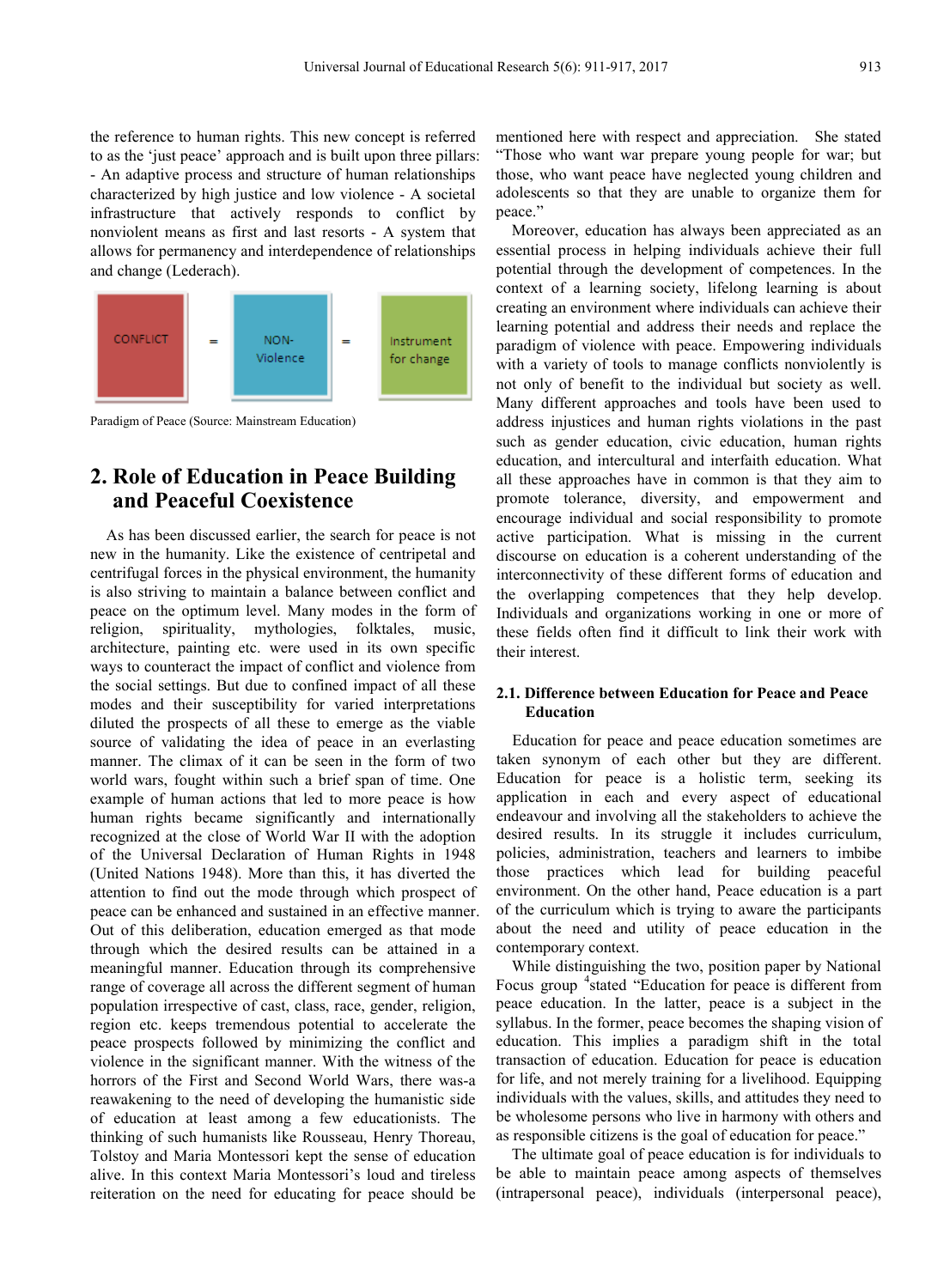the reference to human rights. This new concept is referred to as the 'just peace' approach and is built upon three pillars: - An adaptive process and structure of human relationships characterized by high justice and low violence - A societal infrastructure that actively responds to conflict by nonviolent means as first and last resorts - A system that allows for permanency and interdependence of relationships and change (Lederach).

CONFLICT = NON-Violence = Instrument for change

Paradigm of Peace (Source: Mainstream Education)

## 2. Role of Education in Peace Building and Peaceful Coexistence

As has been discussed earlier, the search for peace is not new in the humanity. Like the existence of centripetal and centrifugal forces in the physical environment, the humanity is also striving to maintain a balance between conflict and peace on the optimum level. Many modes in the form of religion, spirituality, mythologies, folktales, music, architecture, painting etc. were used in its own specific ways to counteract the impact of conflict and violence from the social settings. But due to confined impact of all these modes and their susceptibility for varied interpretations diluted the prospects of all these to emerge as the viable source of validating the idea of peace in an everlasting manner. The climax of it can be seen in the form of two world wars, fought within such a brief span of time. One example of human actions that led to more peace is how human rights became significantly and internationally recognized at the close of World War II with the adoption of the Universal Declaration of Human Rights in 1948 (United Nations 1948). More than this, it has diverted the attention to find out the mode through which prospect of peace can be enhanced and sustained in an effective manner. Out of this deliberation, education emerged as that mode through which the desired results can be attained in a meaningful manner. Education through its comprehensive range of coverage all across the different segment of human population irrespective of cast, class, race, gender, religion, region etc. keeps tremendous potential to accelerate the peace prospects followed by minimizing the conflict and violence in the significant manner. With the witness of the horrors of the First and Second World Wars, there was-a reawakening to the need of developing the humanistic side of education at least among a few educationists. The thinking of such humanists like Rousseau, Henry Thoreau, Tolstoy and Maria Montessori kept the sense of education alive. In this context Maria Montessori's loud and tireless reiteration on the need for educating for peace should be mentioned here with respect and appreciation. She stated "Those who want war prepare young people for war; but those, who want peace have neglected young children and adolescents so that they are unable to organize them for peace."

Moreover, education has always been appreciated as an essential process in helping individuals achieve their full potential through the development of competences. In the context of a learning society, lifelong learning is about creating an environment where individuals can achieve their learning potential and address their needs and replace the paradigm of violence with peace. Empowering individuals with a variety of tools to manage conflicts nonviolently is not only of benefit to the individual but society as well. Many different approaches and tools have been used to address injustices and human rights violations in the past such as gender education, civic education, human rights education, and intercultural and interfaith education. What all these approaches have in common is that they aim to promote tolerance, diversity, and empowerment and encourage individual and social responsibility to promote active participation. What is missing in the current discourse on education is a coherent understanding of the interconnectivity of these different forms of education and the overlapping competences that they help develop. Individuals and organizations working in one or more of these fields often find it difficult to link their work with their interest.

### 2.1. Difference between Education for Peace and Peace Education

Education for peace and peace education sometimes are taken synonym of each other but they are different. Education for peace is a holistic term, seeking its application in each and every aspect of educational endeavour and involving all the stakeholders to achieve the desired results. In its struggle it includes curriculum, policies, administration, teachers and learners to imbibe those practices which lead for building peaceful environment. On the other hand, Peace education is a part of the curriculum which is trying to aware the participants about the need and utility of peace education in the contemporary context.

While distinguishing the two, position paper by National Focus group [4] stated "Education for peace is different from peace education. In the latter, peace is a subject in the syllabus. In the former, peace becomes the shaping vision of education. This implies a paradigm shift in the total transaction of education. Education for peace is education for life, and not merely training for a livelihood. Equipping individuals with the values, skills, and attitudes they need to be wholesome persons who live in harmony with others and as responsible citizens is the goal of education for peace."

The ultimate goal of peace education is for individuals to be able to maintain peace among aspects of themselves (intrapersonal peace), individuals (interpersonal peace),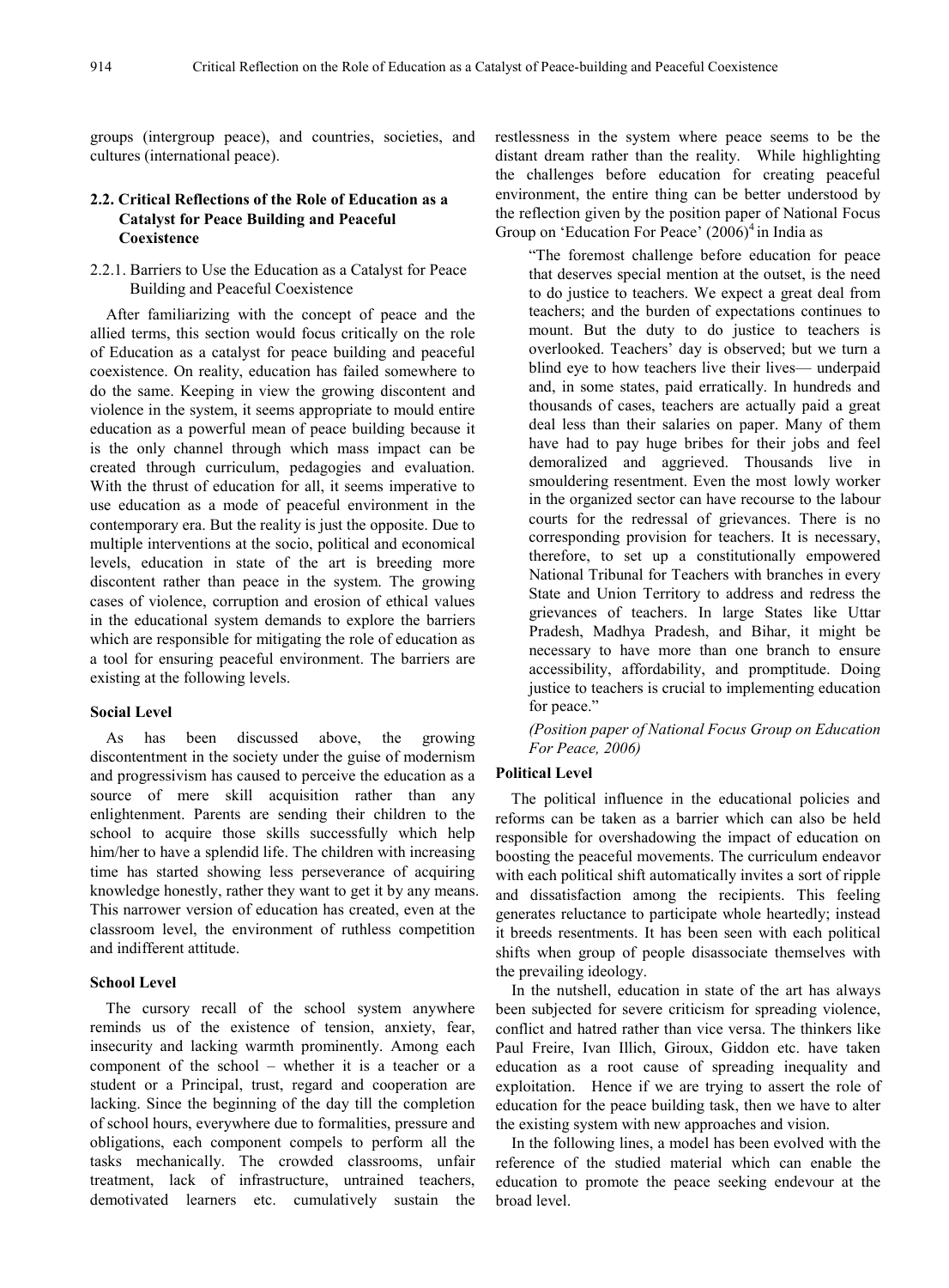groups (intergroup peace), and countries, societies, and cultures (international peace).

## 2.2. Critical Reflections of the Role of Education as a Catalyst for Peace Building and Peaceful Coexistence

### 2.2.1. Barriers to Use the Education as a Catalyst for Peace Building and Peaceful Coexistence

After familiarizing with the concept of peace and the allied terms, this section would focus critically on the role of Education as a catalyst for peace building and peaceful coexistence. On reality, education has failed somewhere to do the same. Keeping in view the growing discontent and violence in the system, it seems appropriate to mould entire education as a powerful mean of peace building because it is the only channel through which mass impact can be created through curriculum, pedagogies and evaluation. With the thrust of education for all, it seems imperative to use education as a mode of peaceful environment in the contemporary era. But the reality is just the opposite. Due to multiple interventions at the socio, political and economical levels, education in state of the art is breeding more discontent rather than peace in the system. The growing cases of violence, corruption and erosion of ethical values in the educational system demands to explore the barriers which are responsible for mitigating the role of education as a tool for ensuring peaceful environment. The barriers are existing at the following levels.

**Social Level**

As has been discussed above, the growing discontentment in the society under the guise of modernism and progressivism has caused to perceive the education as a source of mere skill acquisition rather than any enlightenment. Parents are sending their children to the school to acquire those skills successfully which help him/her to have a splendid life. The children with increasing time has started showing less perseverance of acquiring knowledge honestly, rather they want to get it by any means. This narrower version of education has created, even at the classroom level, the environment of ruthless competition and indifferent attitude.

**School Level**

The cursory recall of the school system anywhere reminds us of the existence of tension, anxiety, fear, insecurity and lacking warmth prominently. Among each component of the school – whether it is a teacher or a student or a Principal, trust, regard and cooperation are lacking. Since the beginning of the day till the completion of school hours, everywhere due to formalities, pressure and obligations, each component compels to perform all the tasks mechanically. The crowded classrooms, unfair treatment, lack of infrastructure, untrained teachers, demotivated learners etc. cumulatively sustain the restlessness in the system where peace seems to be the distant dream rather than the reality. While highlighting the challenges before education for creating peaceful environment, the entire thing can be better understood by the reflection given by the position paper of National Focus Group on 'Education For Peace' (2006)[4] in India as

> "The foremost challenge before education for peace that deserves special mention at the outset, is the need to do justice to teachers. We expect a great deal from teachers; and the burden of expectations continues to mount. But the duty to do justice to teachers is overlooked. Teachers' day is observed; but we turn a blind eye to how teachers live their lives— underpaid and, in some states, paid erratically. In hundreds and thousands of cases, teachers are actually paid a great deal less than their salaries on paper. Many of them have had to pay huge bribes for their jobs and feel demoralized and aggrieved. Thousands live in smouldering resentment. Even the most lowly worker in the organized sector can have recourse to the labour courts for the redressal of grievances. There is no corresponding provision for teachers. It is necessary, therefore, to set up a constitutionally empowered National Tribunal for Teachers with branches in every State and Union Territory to address and redress the grievances of teachers. In large States like Uttar Pradesh, Madhya Pradesh, and Bihar, it might be necessary to have more than one branch to ensure accessibility, affordability, and promptitude. Doing justice to teachers is crucial to implementing education for peace."
>
> *(Position paper of National Focus Group on Education For Peace, 2006)*

**Political Level**

The political influence in the educational policies and reforms can be taken as a barrier which can also be held responsible for overshadowing the impact of education on boosting the peaceful movements. The curriculum endeavor with each political shift automatically invites a sort of ripple and dissatisfaction among the recipients. This feeling generates reluctance to participate whole heartedly; instead it breeds resentments. It has been seen with each political shifts when group of people disassociate themselves with the prevailing ideology.

In the nutshell, education in state of the art has always been subjected for severe criticism for spreading violence, conflict and hatred rather than vice versa. The thinkers like Paul Freire, Ivan Illich, Giroux, Giddon etc. have taken education as a root cause of spreading inequality and exploitation. Hence if we are trying to assert the role of education for the peace building task, then we have to alter the existing system with new approaches and vision.

In the following lines, a model has been evolved with the reference of the studied material which can enable the education to promote the peace seeking endevour at the broad level.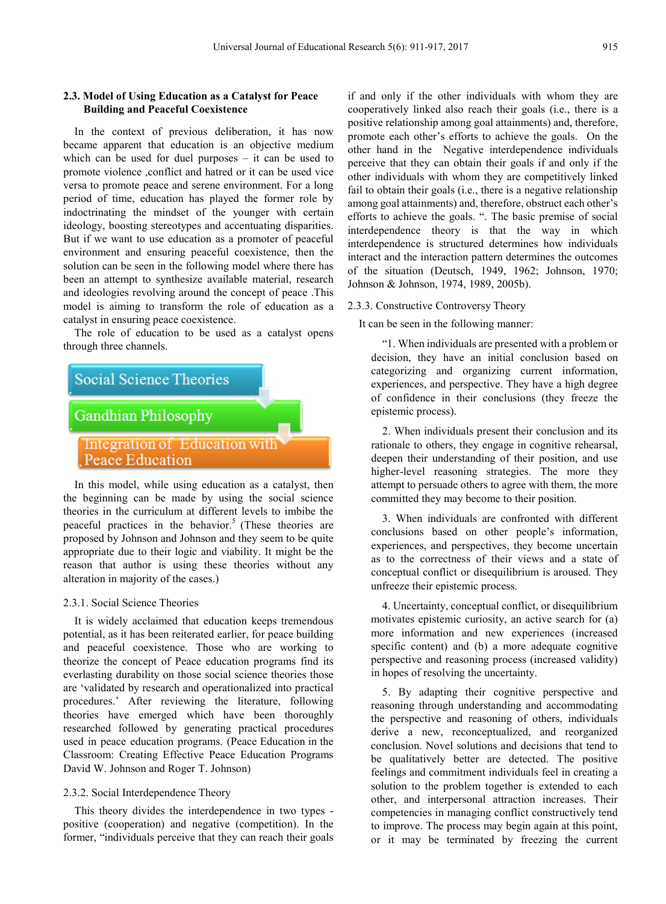### 2.3. Model of Using Education as a Catalyst for Peace Building and Peaceful Coexistence

In the context of previous deliberation, it has now became apparent that education is an objective medium which can be used for duel purposes – it can be used to promote violence ,conflict and hatred or it can be used vice versa to promote peace and serene environment. For a long period of time, education has played the former role by indoctrinating the mindset of the younger with certain ideology, boosting stereotypes and accentuating disparities. But if we want to use education as a promoter of peaceful environment and ensuring peaceful coexistence, then the solution can be seen in the following model where there has been an attempt to synthesize available material, research and ideologies revolving around the concept of peace .This model is aiming to transform the role of education as a catalyst in ensuring peace coexistence.

The role of education to be used as a catalyst opens through three channels.

Social Science Theories

Gandhian Philosophy

Integration of Education with Peace Education

In this model, while using education as a catalyst, then the beginning can be made by using the social science theories in the curriculum at different levels to imbibe the peaceful practices in the behavior.[5] (These theories are proposed by Johnson and Johnson and they seem to be quite appropriate due to their logic and viability. It might be the reason that author is using these theories without any alteration in majority of the cases.)

#### 2.3.1. Social Science Theories

It is widely acclaimed that education keeps tremendous potential, as it has been reiterated earlier, for peace building and peaceful coexistence. Those who are working to theorize the concept of Peace education programs find its everlasting durability on those social science theories those are 'validated by research and operationalized into practical procedures.' After reviewing the literature, following theories have emerged which have been thoroughly researched followed by generating practical procedures used in peace education programs. (Peace Education in the Classroom: Creating Effective Peace Education Programs David W. Johnson and Roger T. Johnson)

#### 2.3.2. Social Interdependence Theory

This theory divides the interdependence in two types - positive (cooperation) and negative (competition). In the former, "individuals perceive that they can reach their goals if and only if the other individuals with whom they are cooperatively linked also reach their goals (i.e., there is a positive relationship among goal attainments) and, therefore, promote each other's efforts to achieve the goals. On the other hand in the Negative interdependence individuals perceive that they can obtain their goals if and only if the other individuals with whom they are competitively linked fail to obtain their goals (i.e., there is a negative relationship among goal attainments) and, therefore, obstruct each other's efforts to achieve the goals. ". The basic premise of social interdependence theory is that the way in which interdependence is structured determines how individuals interact and the interaction pattern determines the outcomes of the situation (Deutsch, 1949, 1962; Johnson, 1970; Johnson & Johnson, 1974, 1989, 2005b).

#### 2.3.3. Constructive Controversy Theory

It can be seen in the following manner:

"1. When individuals are presented with a problem or decision, they have an initial conclusion based on categorizing and organizing current information, experiences, and perspective. They have a high degree of confidence in their conclusions (they freeze the epistemic process).

2. When individuals present their conclusion and its rationale to others, they engage in cognitive rehearsal, deepen their understanding of their position, and use higher-level reasoning strategies. The more they attempt to persuade others to agree with them, the more committed they may become to their position.

3. When individuals are confronted with different conclusions based on other people's information, experiences, and perspectives, they become uncertain as to the correctness of their views and a state of conceptual conflict or disequilibrium is aroused. They unfreeze their epistemic process.

4. Uncertainty, conceptual conflict, or disequilibrium motivates epistemic curiosity, an active search for (a) more information and new experiences (increased specific content) and (b) a more adequate cognitive perspective and reasoning process (increased validity) in hopes of resolving the uncertainty.

5. By adapting their cognitive perspective and reasoning through understanding and accommodating the perspective and reasoning of others, individuals derive a new, reconceptualized, and reorganized conclusion. Novel solutions and decisions that tend to be qualitatively better are detected. The positive feelings and commitment individuals feel in creating a solution to the problem together is extended to each other, and interpersonal attraction increases. Their competencies in managing conflict constructively tend to improve. The process may begin again at this point, or it may be terminated by freezing the current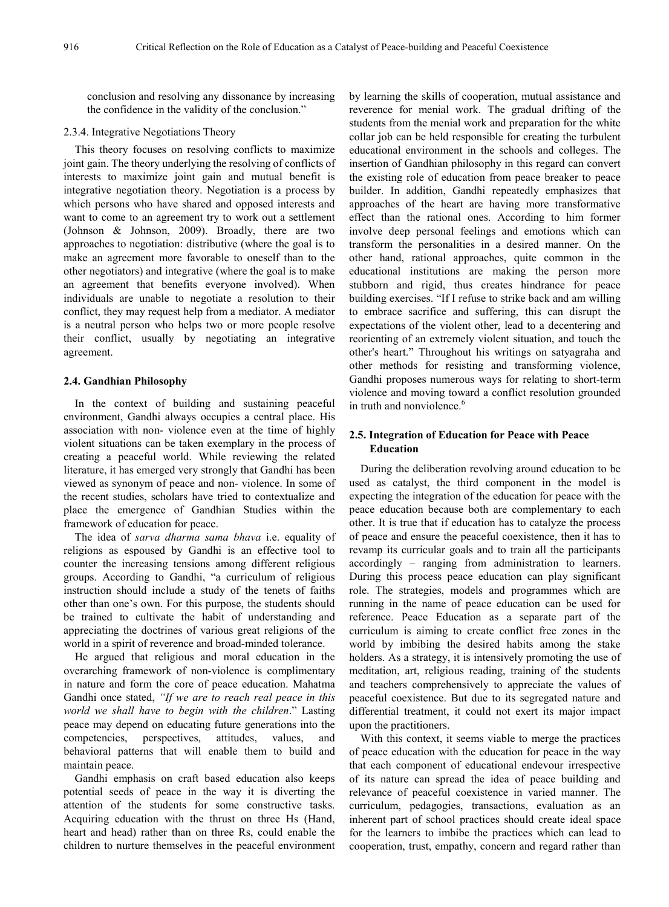conclusion and resolving any dissonance by increasing the confidence in the validity of the conclusion."

#### 2.3.4. Integrative Negotiations Theory

This theory focuses on resolving conflicts to maximize joint gain. The theory underlying the resolving of conflicts of interests to maximize joint gain and mutual benefit is integrative negotiation theory. Negotiation is a process by which persons who have shared and opposed interests and want to come to an agreement try to work out a settlement (Johnson & Johnson, 2009). Broadly, there are two approaches to negotiation: distributive (where the goal is to make an agreement more favorable to oneself than to the other negotiators) and integrative (where the goal is to make an agreement that benefits everyone involved). When individuals are unable to negotiate a resolution to their conflict, they may request help from a mediator. A mediator is a neutral person who helps two or more people resolve their conflict, usually by negotiating an integrative agreement.

### 2.4. Gandhian Philosophy

In the context of building and sustaining peaceful environment, Gandhi always occupies a central place. His association with non- violence even at the time of highly violent situations can be taken exemplary in the process of creating a peaceful world. While reviewing the related literature, it has emerged very strongly that Gandhi has been viewed as synonym of peace and non- violence. In some of the recent studies, scholars have tried to contextualize and place the emergence of Gandhian Studies within the framework of education for peace.

The idea of *sarva dharma sama bhava* i.e. equality of religions as espoused by Gandhi is an effective tool to counter the increasing tensions among different religious groups. According to Gandhi, "a curriculum of religious instruction should include a study of the tenets of faiths other than one's own. For this purpose, the students should be trained to cultivate the habit of understanding and appreciating the doctrines of various great religions of the world in a spirit of reverence and broad-minded tolerance.

He argued that religious and moral education in the overarching framework of non-violence is complimentary in nature and form the core of peace education. Mahatma Gandhi once stated, *"If we are to reach real peace in this world we shall have to begin with the children*." Lasting peace may depend on educating future generations into the competencies, perspectives, attitudes, values, and behavioral patterns that will enable them to build and maintain peace.

Gandhi emphasis on craft based education also keeps potential seeds of peace in the way it is diverting the attention of the students for some constructive tasks. Acquiring education with the thrust on three Hs (Hand, heart and head) rather than on three Rs, could enable the children to nurture themselves in the peaceful environment by learning the skills of cooperation, mutual assistance and reverence for menial work. The gradual drifting of the students from the menial work and preparation for the white collar job can be held responsible for creating the turbulent educational environment in the schools and colleges. The insertion of Gandhian philosophy in this regard can convert the existing role of education from peace breaker to peace builder. In addition, Gandhi repeatedly emphasizes that approaches of the heart are having more transformative effect than the rational ones. According to him former involve deep personal feelings and emotions which can transform the personalities in a desired manner. On the other hand, rational approaches, quite common in the educational institutions are making the person more stubborn and rigid, thus creates hindrance for peace building exercises. "If I refuse to strike back and am willing to embrace sacrifice and suffering, this can disrupt the expectations of the violent other, lead to a decentering and reorienting of an extremely violent situation, and touch the other's heart." Throughout his writings on satyagraha and other methods for resisting and transforming violence, Gandhi proposes numerous ways for relating to short-term violence and moving toward a conflict resolution grounded in truth and nonviolence.[6]

### 2.5. Integration of Education for Peace with Peace Education

During the deliberation revolving around education to be used as catalyst, the third component in the model is expecting the integration of the education for peace with the peace education because both are complementary to each other. It is true that if education has to catalyze the process of peace and ensure the peaceful coexistence, then it has to revamp its curricular goals and to train all the participants accordingly – ranging from administration to learners. During this process peace education can play significant role. The strategies, models and programmes which are running in the name of peace education can be used for reference. Peace Education as a separate part of the curriculum is aiming to create conflict free zones in the world by imbibing the desired habits among the stake holders. As a strategy, it is intensively promoting the use of meditation, art, religious reading, training of the students and teachers comprehensively to appreciate the values of peaceful coexistence. But due to its segregated nature and differential treatment, it could not exert its major impact upon the practitioners.

With this context, it seems viable to merge the practices of peace education with the education for peace in the way that each component of educational endevour irrespective of its nature can spread the idea of peace building and relevance of peaceful coexistence in varied manner. The curriculum, pedagogies, transactions, evaluation as an inherent part of school practices should create ideal space for the learners to imbibe the practices which can lead to cooperation, trust, empathy, concern and regard rather than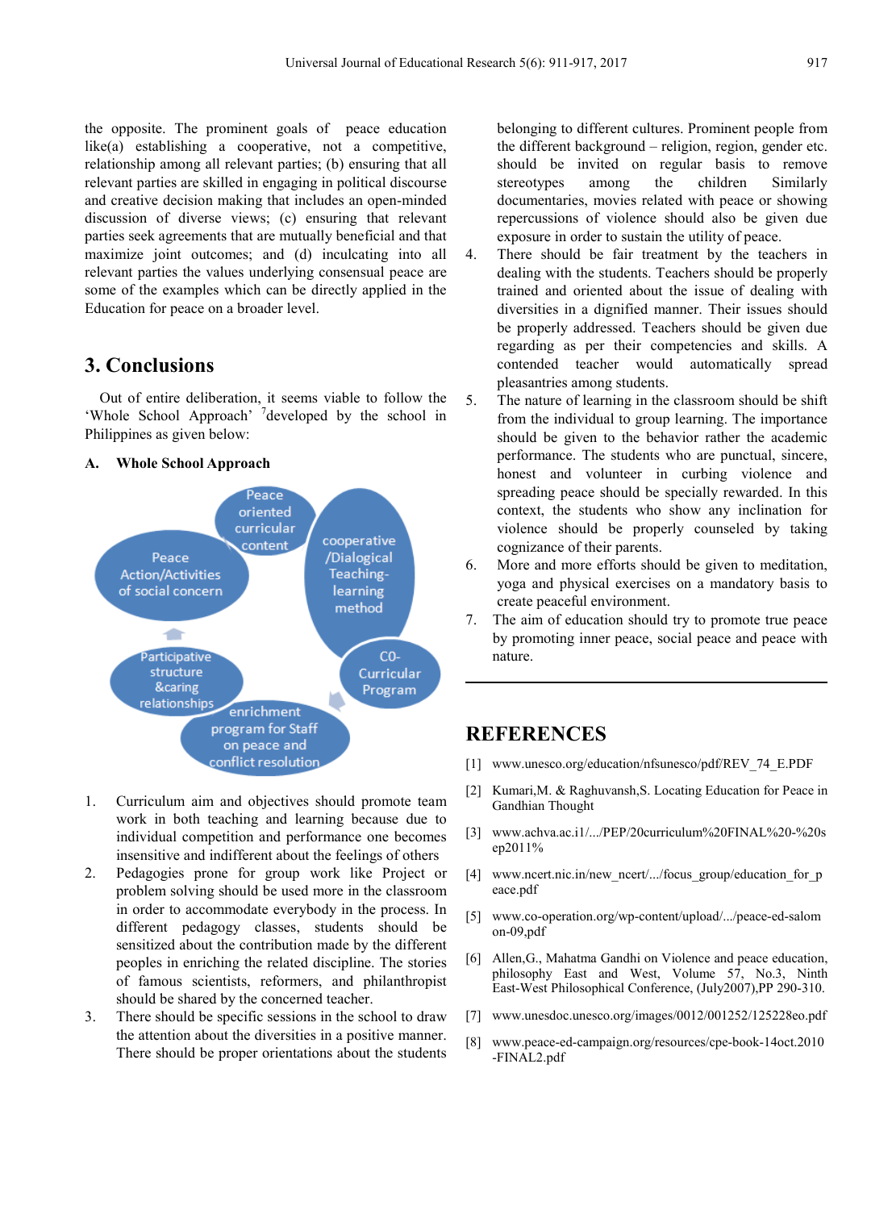the opposite. The prominent goals of peace education like(a) establishing a cooperative, not a competitive, relationship among all relevant parties; (b) ensuring that all relevant parties are skilled in engaging in political discourse and creative decision making that includes an open-minded discussion of diverse views; (c) ensuring that relevant parties seek agreements that are mutually beneficial and that maximize joint outcomes; and (d) inculcating into all relevant parties the values underlying consensual peace are some of the examples which can be directly applied in the Education for peace on a broader level.

## 3. Conclusions

Out of entire deliberation, it seems viable to follow the 'Whole School Approach' [7]developed by the school in Philippines as given below:

### A. Whole School Approach

Peace oriented curricular content

cooperative /Dialogical Teaching-learning method

CO-Curricular Program

enrichment program for Staff on peace and conflict resolution

Participative structure &caring relationships

Peace Action/Activities of social concern

1. Curriculum aim and objectives should promote team work in both teaching and learning because due to individual competition and performance one becomes insensitive and indifferent about the feelings of others
2. Pedagogies prone for group work like Project or problem solving should be used more in the classroom in order to accommodate everybody in the process. In different pedagogy classes, students should be sensitized about the contribution made by the different peoples in enriching the related discipline. The stories of famous scientists, reformers, and philanthropist should be shared by the concerned teacher.
3. There should be specific sessions in the school to draw the attention about the diversities in a positive manner. There should be proper orientations about the students belonging to different cultures. Prominent people from the different background – religion, region, gender etc. should be invited on regular basis to remove stereotypes among the children Similarly documentaries, movies related with peace or showing repercussions of violence should also be given due exposure in order to sustain the utility of peace.
4. There should be fair treatment by the teachers in dealing with the students. Teachers should be properly trained and oriented about the issue of dealing with diversities in a dignified manner. Their issues should be properly addressed. Teachers should be given due regarding as per their competencies and skills. A contended teacher would automatically spread pleasantries among students.
5. The nature of learning in the classroom should be shift from the individual to group learning. The importance should be given to the behavior rather the academic performance. The students who are punctual, sincere, honest and volunteer in curbing violence and spreading peace should be specially rewarded. In this context, the students who show any inclination for violence should be properly counseled by taking cognizance of their parents.
6. More and more efforts should be given to meditation, yoga and physical exercises on a mandatory basis to create peaceful environment.
7. The aim of education should try to promote true peace by promoting inner peace, social peace and peace with nature.

## REFERENCES

[1] www.unesco.org/education/nfsunesco/pdf/REV_74_E.PDF

[2] Kumari,M. & Raghuvansh,S. Locating Education for Peace in Gandhian Thought

[3] www.achva.ac.i1/.../PEP/20curriculum%20FINAL%20-%20sep2011%

[4] www.ncert.nic.in/new_ncert/.../focus_group/education_for_peace.pdf

[5] www.co-operation.org/wp-content/upload/.../peace-ed-salomon-09.pdf

[6] Allen,G., Mahatma Gandhi on Violence and peace education, philosophy East and West, Volume 57, No.3, Ninth East-West Philosophical Conference, (July2007),PP 290-310.

[7] www.unesdoc.unesco.org/images/0012/001252/125228eo.pdf

[8] www.peace-ed-campaign.org/resources/cpe-book-14oct.2010-FINAL2.pdf